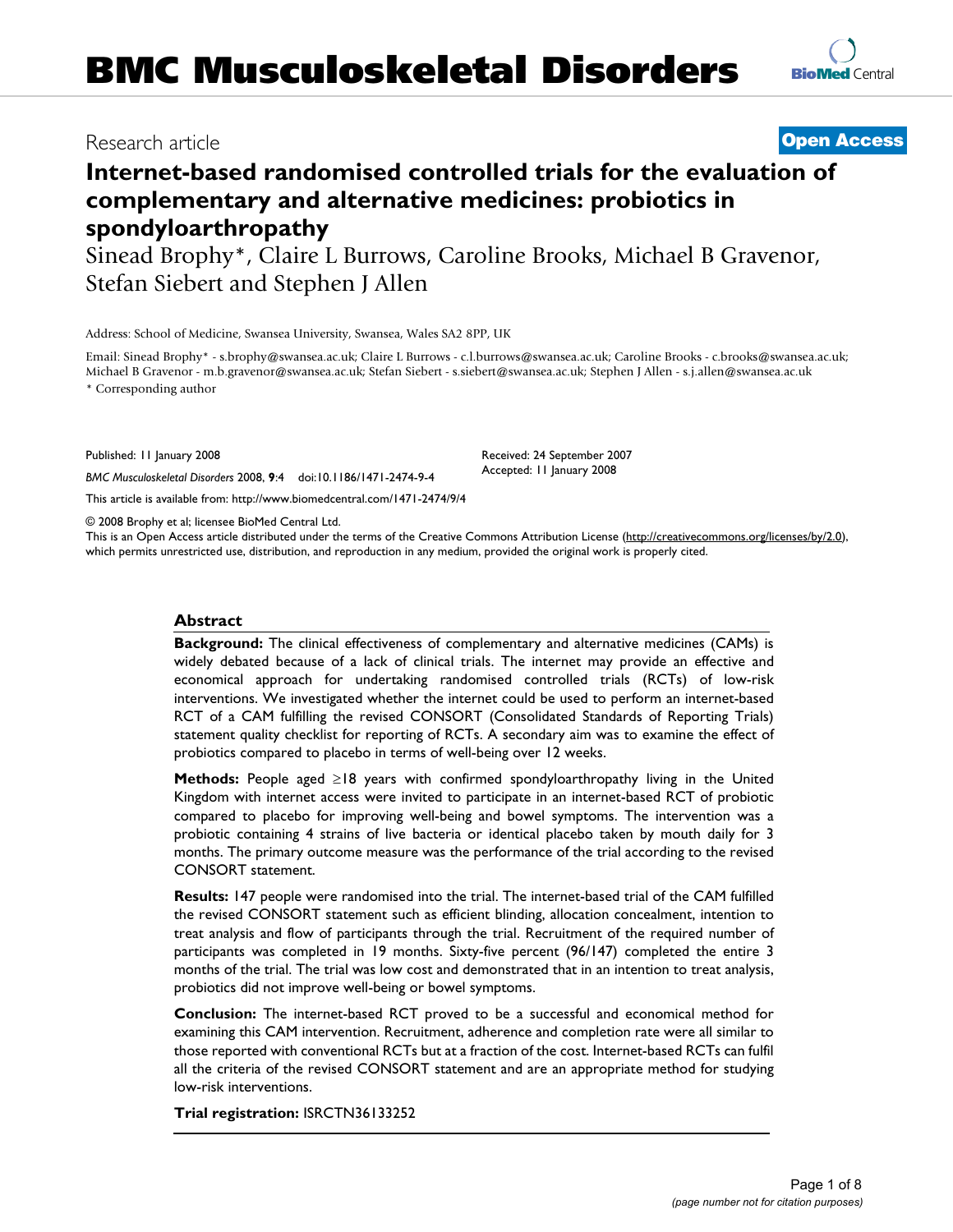Research article

**Open Access**

# Internet-based randomised controlled trials for the evaluation of complementary and alternative medicines: probiotics in spondyloarthropathy

Sinead Brophy*, Claire L Burrows, Caroline Brooks, Michael B Gravenor, Stefan Siebert and Stephen J Allen

Address: School of Medicine, Swansea University, Swansea, Wales SA2 8PP, UK

Email: Sinead Brophy* - s.brophy@swansea.ac.uk; Claire L Burrows - c.l.burrows@swansea.ac.uk; Caroline Brooks - c.brooks@swansea.ac.uk; Michael B Gravenor - m.b.gravenor@swansea.ac.uk; Stefan Siebert - s.siebert@swansea.ac.uk; Stephen J Allen - s.j.allen@swansea.ac.uk

\* Corresponding author

Published: 11 January 2008

*BMC Musculoskeletal Disorders* 2008, **9**:4 doi:10.1186/1471-2474-9-4

Received: 24 September 2007

Accepted: 11 January 2008

This article is available from: http://www.biomedcentral.com/1471-2474/9/4

© 2008 Brophy et al; licensee BioMed Central Ltd.

This is an Open Access article distributed under the terms of the Creative Commons Attribution License (http://creativecommons.org/licenses/by/2.0), which permits unrestricted use, distribution, and reproduction in any medium, provided the original work is properly cited.

## Abstract

**Background:** The clinical effectiveness of complementary and alternative medicines (CAMs) is widely debated because of a lack of clinical trials. The internet may provide an effective and economical approach for undertaking randomised controlled trials (RCTs) of low-risk interventions. We investigated whether the internet could be used to perform an internet-based RCT of a CAM fulfilling the revised CONSORT (Consolidated Standards of Reporting Trials) statement quality checklist for reporting of RCTs. A secondary aim was to examine the effect of probiotics compared to placebo in terms of well-being over 12 weeks.

**Methods:** People aged ≥18 years with confirmed spondyloarthropathy living in the United Kingdom with internet access were invited to participate in an internet-based RCT of probiotic compared to placebo for improving well-being and bowel symptoms. The intervention was a probiotic containing 4 strains of live bacteria or identical placebo taken by mouth daily for 3 months. The primary outcome measure was the performance of the trial according to the revised CONSORT statement.

**Results:** 147 people were randomised into the trial. The internet-based trial of the CAM fulfilled the revised CONSORT statement such as efficient blinding, allocation concealment, intention to treat analysis and flow of participants through the trial. Recruitment of the required number of participants was completed in 19 months. Sixty-five percent (96/147) completed the entire 3 months of the trial. The trial was low cost and demonstrated that in an intention to treat analysis, probiotics did not improve well-being or bowel symptoms.

**Conclusion:** The internet-based RCT proved to be a successful and economical method for examining this CAM intervention. Recruitment, adherence and completion rate were all similar to those reported with conventional RCTs but at a fraction of the cost. Internet-based RCTs can fulfil all the criteria of the revised CONSORT statement and are an appropriate method for studying low-risk interventions.

**Trial registration:** ISRCTN36133252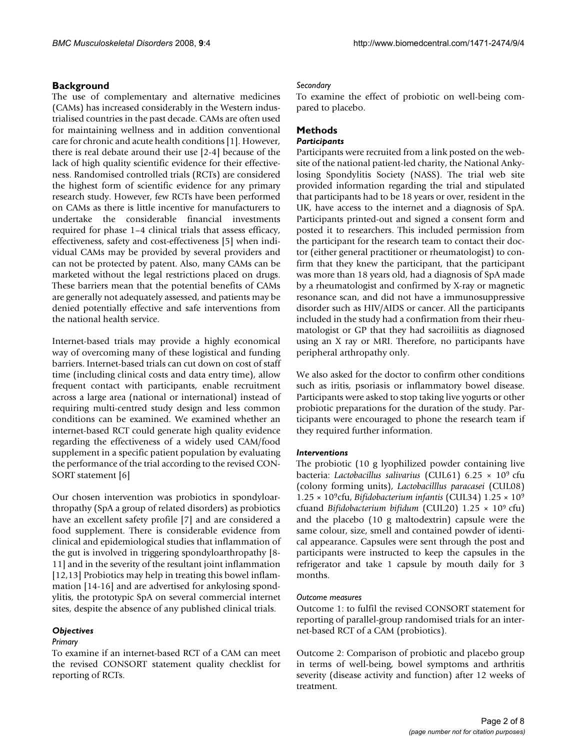## Background

The use of complementary and alternative medicines (CAMs) has increased considerably in the Western industrialised countries in the past decade. CAMs are often used for maintaining wellness and in addition conventional care for chronic and acute health conditions [1]. However, there is real debate around their use [2-4] because of the lack of high quality scientific evidence for their effectiveness. Randomised controlled trials (RCTs) are considered the highest form of scientific evidence for any primary research study. However, few RCTs have been performed on CAMs as there is little incentive for manufacturers to undertake the considerable financial investments required for phase 1–4 clinical trials that assess efficacy, effectiveness, safety and cost-effectiveness [5] when individual CAMs may be provided by several providers and can not be protected by patent. Also, many CAMs can be marketed without the legal restrictions placed on drugs. These barriers mean that the potential benefits of CAMs are generally not adequately assessed, and patients may be denied potentially effective and safe interventions from the national health service.

Internet-based trials may provide a highly economical way of overcoming many of these logistical and funding barriers. Internet-based trials can cut down on cost of staff time (including clinical costs and data entry time), allow frequent contact with participants, enable recruitment across a large area (national or international) instead of requiring multi-centred study design and less common conditions can be examined. We examined whether an internet-based RCT could generate high quality evidence regarding the effectiveness of a widely used CAM/food supplement in a specific patient population by evaluating the performance of the trial according to the revised CONSORT statement [6]

Our chosen intervention was probiotics in spondyloarthropathy (SpA a group of related disorders) as probiotics have an excellent safety profile [7] and are considered a food supplement. There is considerable evidence from clinical and epidemiological studies that inflammation of the gut is involved in triggering spondyloarthropathy [8-11] and in the severity of the resultant joint inflammation [12,13] Probiotics may help in treating this bowel inflammation [14-16] and are advertised for ankylosing spondylitis, the prototypic SpA on several commercial internet sites, despite the absence of any published clinical trials.

### *Objectives*

*Primary*

To examine if an internet-based RCT of a CAM can meet the revised CONSORT statement quality checklist for reporting of RCTs.

*Secondary*

To examine the effect of probiotic on well-being compared to placebo.

## Methods

### *Participants*

Participants were recruited from a link posted on the website of the national patient-led charity, the National Ankylosing Spondylitis Society (NASS). The trial web site provided information regarding the trial and stipulated that participants had to be 18 years or over, resident in the UK, have access to the internet and a diagnosis of SpA. Participants printed-out and signed a consent form and posted it to researchers. This included permission from the participant for the research team to contact their doctor (either general practitioner or rheumatologist) to confirm that they knew the participant, that the participant was more than 18 years old, had a diagnosis of SpA made by a rheumatologist and confirmed by X-ray or magnetic resonance scan, and did not have a immunosuppressive disorder such as HIV/AIDS or cancer. All the participants included in the study had a confirmation from their rheumatologist or GP that they had sacroiliitis as diagnosed using an X ray or MRI. Therefore, no participants have peripheral arthropathy only.

We also asked for the doctor to confirm other conditions such as iritis, psoriasis or inflammatory bowel disease. Participants were asked to stop taking live yogurts or other probiotic preparations for the duration of the study. Participants were encouraged to phone the research team if they required further information.

### *Interventions*

The probiotic (10 g lyophilized powder containing live bacteria: *Lactobacillus salivarius* (CUL61) $6.25 \times 10^9$ cfu (colony forming units), *Lactobacilllus paracasei* (CUL08) $1.25 \times 10^9$cfu, *Bifidobacterium infantis* (CUL34) $1.25 \times 10^9$ cfuand *Bifidobacterium bifidum* (CUL20) $1.25 \times 10^9$ cfu) and the placebo (10 g maltodextrin) capsule were the same colour, size, smell and contained powder of identical appearance. Capsules were sent through the post and participants were instructed to keep the capsules in the refrigerator and take 1 capsule by mouth daily for 3 months.

*Outcome measures*

Outcome 1: to fulfil the revised CONSORT statement for reporting of parallel-group randomised trials for an internet-based RCT of a CAM (probiotics).

Outcome 2: Comparison of probiotic and placebo group in terms of well-being, bowel symptoms and arthritis severity (disease activity and function) after 12 weeks of treatment.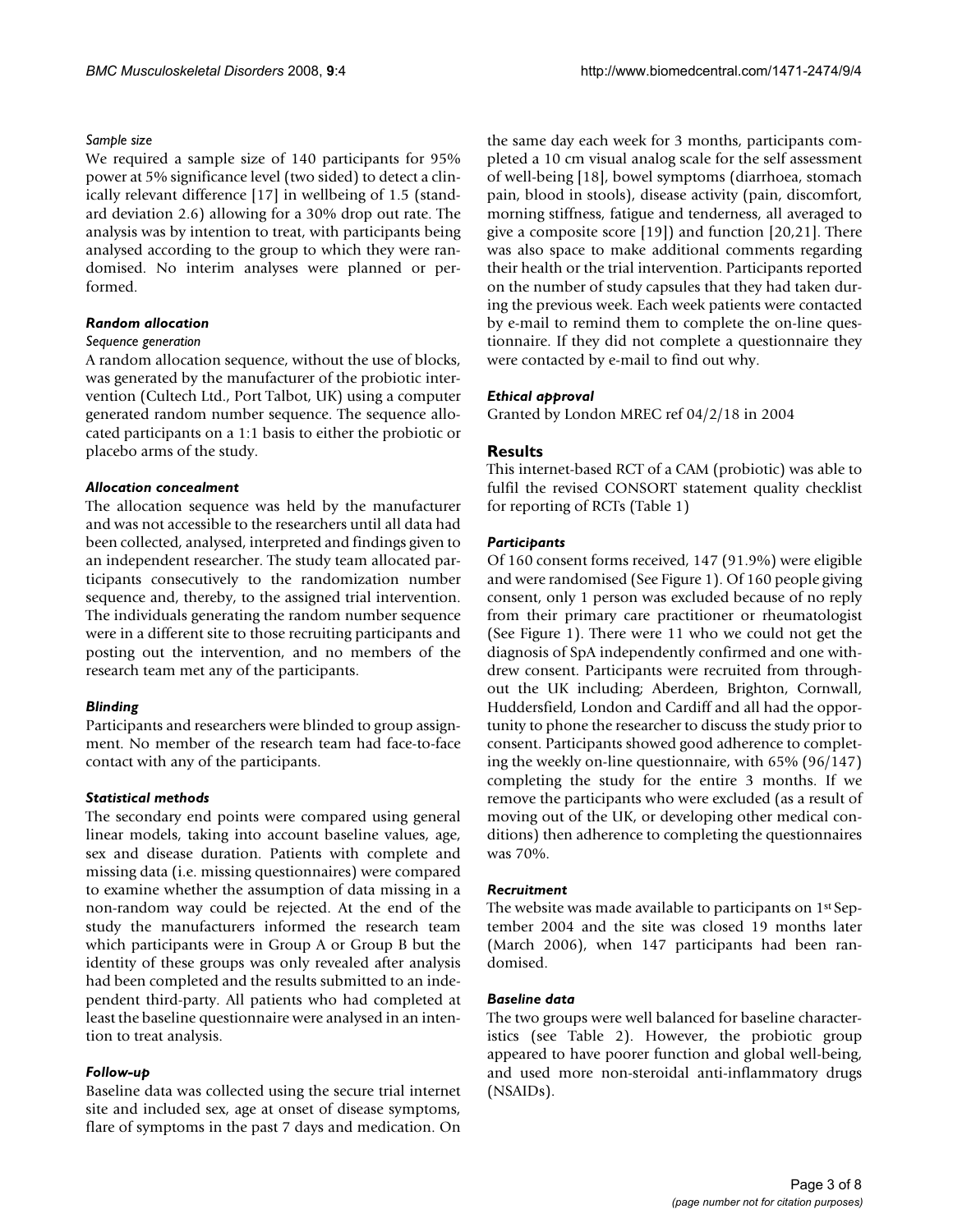### Sample size

We required a sample size of 140 participants for 95% power at 5% significance level (two sided) to detect a clinically relevant difference [17] in wellbeing of 1.5 (standard deviation 2.6) allowing for a 30% drop out rate. The analysis was by intention to treat, with participants being analysed according to the group to which they were randomised. No interim analyses were planned or performed.

### Random allocation

#### Sequence generation

A random allocation sequence, without the use of blocks, was generated by the manufacturer of the probiotic intervention (Cultech Ltd., Port Talbot, UK) using a computer generated random number sequence. The sequence allocated participants on a 1:1 basis to either the probiotic or placebo arms of the study.

### Allocation concealment

The allocation sequence was held by the manufacturer and was not accessible to the researchers until all data had been collected, analysed, interpreted and findings given to an independent researcher. The study team allocated participants consecutively to the randomization number sequence and, thereby, to the assigned trial intervention. The individuals generating the random number sequence were in a different site to those recruiting participants and posting out the intervention, and no members of the research team met any of the participants.

### Blinding

Participants and researchers were blinded to group assignment. No member of the research team had face-to-face contact with any of the participants.

### Statistical methods

The secondary end points were compared using general linear models, taking into account baseline values, age, sex and disease duration. Patients with complete and missing data (i.e. missing questionnaires) were compared to examine whether the assumption of data missing in a non-random way could be rejected. At the end of the study the manufacturers informed the research team which participants were in Group A or Group B but the identity of these groups was only revealed after analysis had been completed and the results submitted to an independent third-party. All patients who had completed at least the baseline questionnaire were analysed in an intention to treat analysis.

### Follow-up

Baseline data was collected using the secure trial internet site and included sex, age at onset of disease symptoms, flare of symptoms in the past 7 days and medication. On the same day each week for 3 months, participants completed a 10 cm visual analog scale for the self assessment of well-being [18], bowel symptoms (diarrhoea, stomach pain, blood in stools), disease activity (pain, discomfort, morning stiffness, fatigue and tenderness, all averaged to give a composite score [19]) and function [20,21]. There was also space to make additional comments regarding their health or the trial intervention. Participants reported on the number of study capsules that they had taken during the previous week. Each week patients were contacted by e-mail to remind them to complete the on-line questionnaire. If they did not complete a questionnaire they were contacted by e-mail to find out why.

### Ethical approval

Granted by London MREC ref 04/2/18 in 2004

## Results

This internet-based RCT of a CAM (probiotic) was able to fulfil the revised CONSORT statement quality checklist for reporting of RCTs (Table 1)

### Participants

Of 160 consent forms received, 147 (91.9%) were eligible and were randomised (See Figure 1). Of 160 people giving consent, only 1 person was excluded because of no reply from their primary care practitioner or rheumatologist (See Figure 1). There were 11 who we could not get the diagnosis of SpA independently confirmed and one withdrew consent. Participants were recruited from throughout the UK including; Aberdeen, Brighton, Cornwall, Huddersfield, London and Cardiff and all had the opportunity to phone the researcher to discuss the study prior to consent. Participants showed good adherence to completing the weekly on-line questionnaire, with 65% (96/147) completing the study for the entire 3 months. If we remove the participants who were excluded (as a result of moving out of the UK, or developing other medical conditions) then adherence to completing the questionnaires was 70%.

### Recruitment

The website was made available to participants on 1st September 2004 and the site was closed 19 months later (March 2006), when 147 participants had been randomised.

### Baseline data

The two groups were well balanced for baseline characteristics (see Table 2). However, the probiotic group appeared to have poorer function and global well-being, and used more non-steroidal anti-inflammatory drugs (NSAIDs).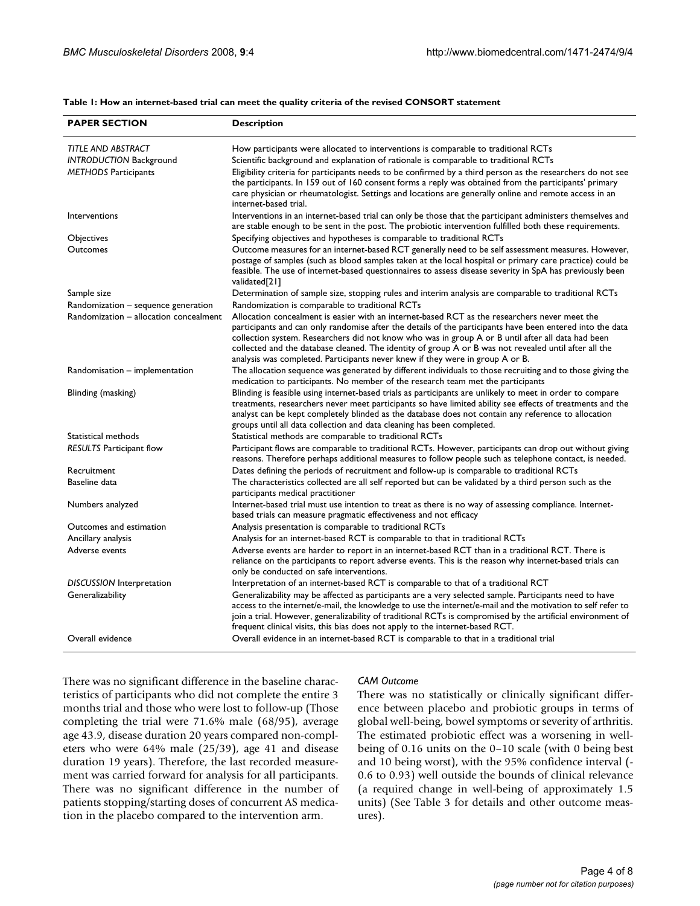**Table 1: How an internet-based trial can meet the quality criteria of the revised CONSORT statement**

| PAPER SECTION | Description |
| --- | --- |
| *TITLE AND ABSTRACT* | How participants were allocated to interventions is comparable to traditional RCTs |
| *INTRODUCTION* Background | Scientific background and explanation of rationale is comparable to traditional RCTs |
| *METHODS* Participants | Eligibility criteria for participants needs to be confirmed by a third person as the researchers do not see the participants. In 159 out of 160 consent forms a reply was obtained from the participants' primary care physician or rheumatologist. Settings and locations are generally online and remote access in an internet-based trial. |
| Interventions | Interventions in an internet-based trial can only be those that the participant administers themselves and are stable enough to be sent in the post. The probiotic intervention fulfilled both these requirements. |
| Objectives | Specifying objectives and hypotheses is comparable to traditional RCTs |
| Outcomes | Outcome measures for an internet-based RCT generally need to be self assessment measures. However, postage of samples (such as blood samples taken at the local hospital or primary care practice) could be feasible. The use of internet-based questionnaires to assess disease severity in SpA has previously been validated[21] |
| Sample size | Determination of sample size, stopping rules and interim analysis are comparable to traditional RCTs |
| Randomization – sequence generation | Randomization is comparable to traditional RCTs |
| Randomization – allocation concealment | Allocation concealment is easier with an internet-based RCT as the researchers never meet the participants and can only randomise after the details of the participants have been entered into the data collection system. Researchers did not know who was in group A or B until after all data had been collected and the database cleaned. The identity of group A or B was not revealed until after all the analysis was completed. Participants never knew if they were in group A or B. |
| Randomisation – implementation | The allocation sequence was generated by different individuals to those recruiting and to those giving the medication to participants. No member of the research team met the participants |
| Blinding (masking) | Blinding is feasible using internet-based trials as participants are unlikely to meet in order to compare treatments, researchers never meet participants so have limited ability see effects of treatments and the analyst can be kept completely blinded as the database does not contain any reference to allocation groups until all data collection and data cleaning has been completed. |
| Statistical methods | Statistical methods are comparable to traditional RCTs |
| *RESULTS* Participant flow | Participant flows are comparable to traditional RCTs. However, participants can drop out without giving reasons. Therefore perhaps additional measures to follow people such as telephone contact, is needed. |
| Recruitment | Dates defining the periods of recruitment and follow-up is comparable to traditional RCTs |
| Baseline data | The characteristics collected are all self reported but can be validated by a third person such as the participants medical practitioner |
| Numbers analyzed | Internet-based trial must use intention to treat as there is no way of assessing compliance. Internet-based trials can measure pragmatic effectiveness and not efficacy |
| Outcomes and estimation | Analysis presentation is comparable to traditional RCTs |
| Ancillary analysis | Analysis for an internet-based RCT is comparable to that in traditional RCTs |
| Adverse events | Adverse events are harder to report in an internet-based RCT than in a traditional RCT. There is reliance on the participants to report adverse events. This is the reason why internet-based trials can only be conducted on safe interventions. |
| *DISCUSSION* Interpretation | Interpretation of an internet-based RCT is comparable to that of a traditional RCT |
| Generalizability | Generalizability may be affected as participants are a very selected sample. Participants need to have access to the internet/e-mail, the knowledge to use the internet/e-mail and the motivation to self refer to join a trial. However, generalizability of traditional RCTs is compromised by the artificial environment of frequent clinical visits, this bias does not apply to the internet-based RCT. |
| Overall evidence | Overall evidence in an internet-based RCT is comparable to that in a traditional trial |

There was no significant difference in the baseline characteristics of participants who did not complete the entire 3 months trial and those who were lost to follow-up (Those completing the trial were 71.6% male (68/95), average age 43.9, disease duration 20 years compared non-completers who were 64% male (25/39), age 41 and disease duration 19 years). Therefore, the last recorded measurement was carried forward for analysis for all participants. There was no significant difference in the number of patients stopping/starting doses of concurrent AS medication in the placebo compared to the intervention arm.

### *CAM Outcome*

There was no statistically or clinically significant difference between placebo and probiotic groups in terms of global well-being, bowel symptoms or severity of arthritis. The estimated probiotic effect was a worsening in well-being of 0.16 units on the 0–10 scale (with 0 being best and 10 being worst), with the 95% confidence interval (-0.6 to 0.93) well outside the bounds of clinical relevance (a required change in well-being of approximately 1.5 units) (See Table 3 for details and other outcome measures).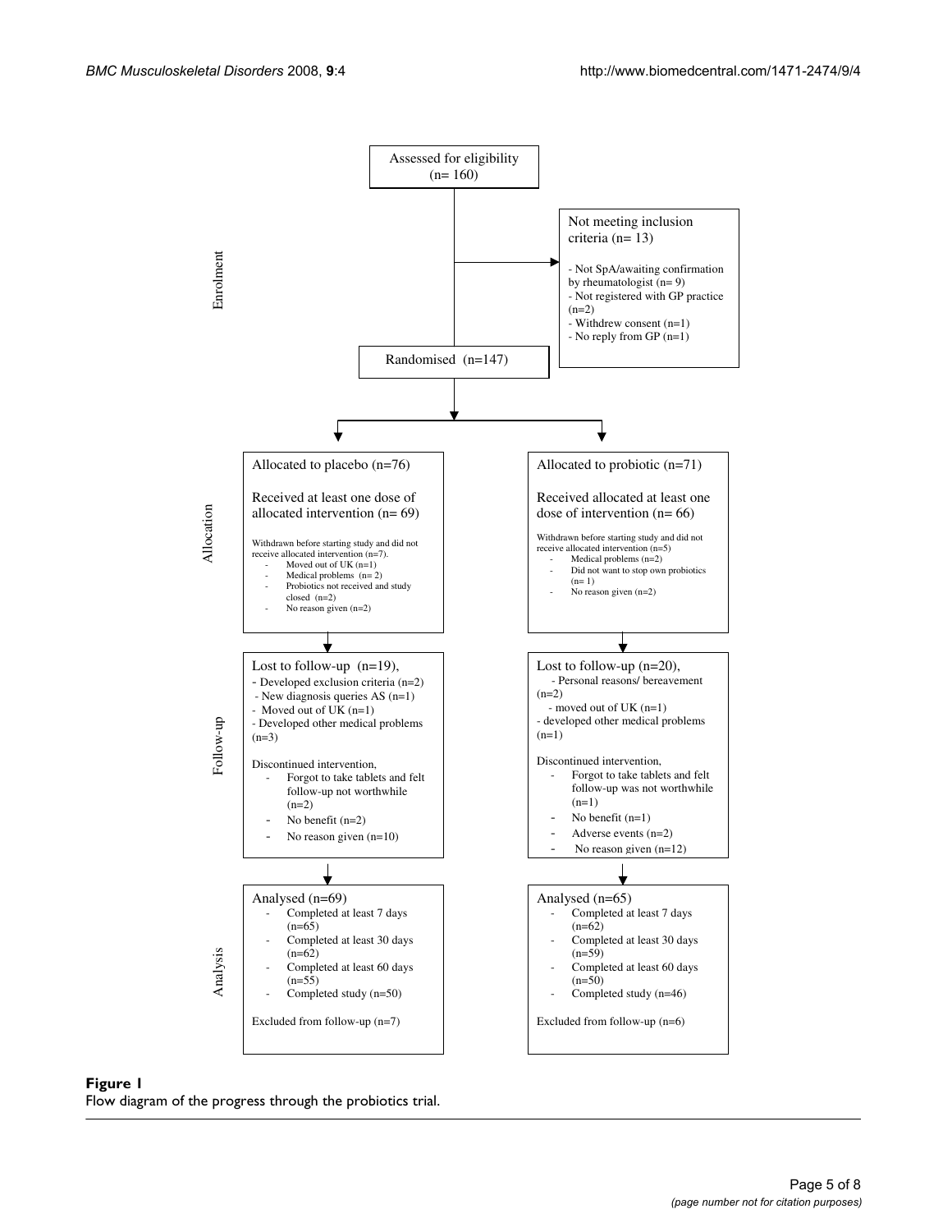Enrolment

Assessed for eligibility (n= 160)

Not meeting inclusion criteria (n= 13)

- Not SpA/awaiting confirmation by rheumatologist (n= 9)
- Not registered with GP practice (n=2)
- Withdrew consent (n=1)
- No reply from GP (n=1)

Randomised (n=147)

Allocation

Allocated to placebo (n=76)

Received at least one dose of allocated intervention (n= 69)

Withdrawn before starting study and did not receive allocated intervention (n=7).

- Moved out of UK (n=1)
- Medical problems (n= 2)
- Probiotics not received and study closed (n=2)
- No reason given (n=2)

Allocated to probiotic (n=71)

Received allocated at least one dose of intervention (n= 66)

Withdrawn before starting study and did not receive allocated intervention (n=5)

- Medical problems (n=2)
- Did not want to stop own probiotics (n= 1)
- No reason given (n=2)

Follow-up

Lost to follow-up (n=19),

- Developed exclusion criteria (n=2)
- New diagnosis queries AS (n=1)
- Moved out of UK (n=1)
- Developed other medical problems (n=3)

Discontinued intervention,

- Forgot to take tablets and felt follow-up not worthwhile (n=2)
- No benefit (n=2)
- No reason given (n=10)

Lost to follow-up (n=20),

- Personal reasons/ bereavement (n=2)
- moved out of UK (n=1)
- developed other medical problems (n=1)

Discontinued intervention,

- Forgot to take tablets and felt follow-up was not worthwhile (n=1)
- No benefit (n=1)
- Adverse events (n=2)
- No reason given (n=12)

Analysis

Analysed (n=69)

- Completed at least 7 days (n=65)
- Completed at least 30 days (n=62)
- Completed at least 60 days (n=55)
- Completed study (n=50)

Excluded from follow-up (n=7)

Analysed (n=65)

- Completed at least 7 days (n=62)
- Completed at least 30 days (n=59)
- Completed at least 60 days (n=50)
- Completed study (n=46)

Excluded from follow-up (n=6)

**Figure 1**
Flow diagram of the progress through the probiotics trial.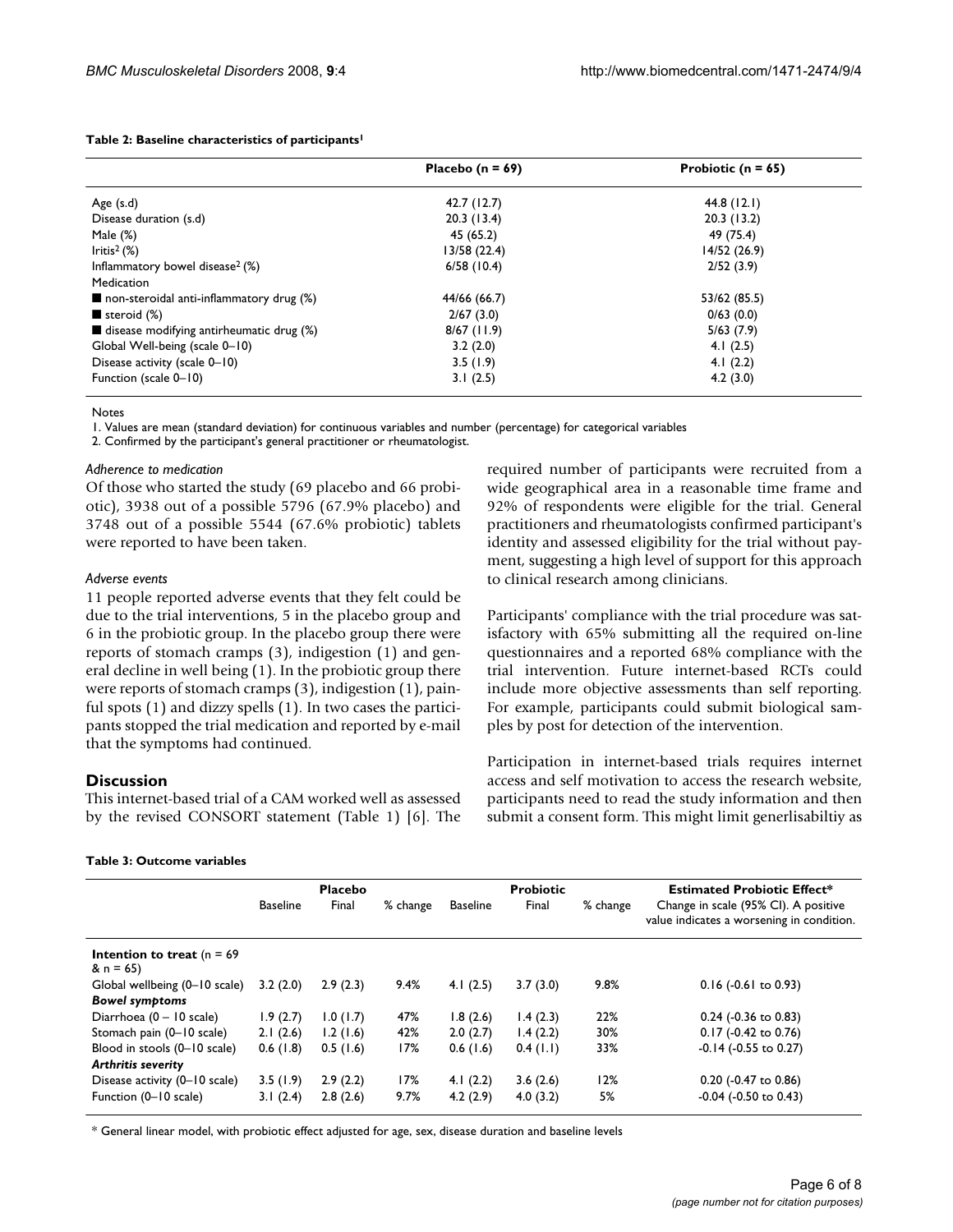**Table 2: Baseline characteristics of participants[1]**

| | Placebo (n = 69) | Probiotic (n = 65) |
|---|---|---|
| Age (s.d) | 42.7 (12.7) | 44.8 (12.1) |
| Disease duration (s.d) | 20.3 (13.4) | 20.3 (13.2) |
| Male (%) | 45 (65.2) | 49 (75.4) |
| Iritis[2] (%) | 13/58 (22.4) | 14/52 (26.9) |
| Inflammatory bowel disease[2] (%) | 6/58 (10.4) | 2/52 (3.9) |
| Medication | | |
| ■ non-steroidal anti-inflammatory drug (%) | 44/66 (66.7) | 53/62 (85.5) |
| ■ steroid (%) | 2/67 (3.0) | 0/63 (0.0) |
| ■ disease modifying antirheumatic drug (%) | 8/67 (11.9) | 5/63 (7.9) |
| Global Well-being (scale 0–10) | 3.2 (2.0) | 4.1 (2.5) |
| Disease activity (scale 0–10) | 3.5 (1.9) | 4.1 (2.2) |
| Function (scale 0–10) | 3.1 (2.5) | 4.2 (3.0) |

Notes

1. Values are mean (standard deviation) for continuous variables and number (percentage) for categorical variables

2. Confirmed by the participant's general practitioner or rheumatologist.

*Adherence to medication*

Of those who started the study (69 placebo and 66 probiotic), 3938 out of a possible 5796 (67.9% placebo) and 3748 out of a possible 5544 (67.6% probiotic) tablets were reported to have been taken.

*Adverse events*

11 people reported adverse events that they felt could be due to the trial interventions, 5 in the placebo group and 6 in the probiotic group. In the placebo group there were reports of stomach cramps (3), indigestion (1) and general decline in well being (1). In the probiotic group there were reports of stomach cramps (3), indigestion (1), painful spots (1) and dizzy spells (1). In two cases the participants stopped the trial medication and reported by e-mail that the symptoms had continued.

## Discussion

This internet-based trial of a CAM worked well as assessed by the revised CONSORT statement (Table 1) [6]. The required number of participants were recruited from a wide geographical area in a reasonable time frame and 92% of respondents were eligible for the trial. General practitioners and rheumatologists confirmed participant's identity and assessed eligibility for the trial without payment, suggesting a high level of support for this approach to clinical research among clinicians.

Participants' compliance with the trial procedure was satisfactory with 65% submitting all the required on-line questionnaires and a reported 68% compliance with the trial intervention. Future internet-based RCTs could include more objective assessments than self reporting. For example, participants could submit biological samples by post for detection of the intervention.

Participation in internet-based trials requires internet access and self motivation to access the research website, participants need to read the study information and then submit a consent form. This might limit generlisabiltiy as

**Table 3: Outcome variables**

| | Placebo | | | Probiotic | | | Estimated Probiotic Effect* |
|---|---|---|---|---|---|---|---|
| | Baseline | Final | % change | Baseline | Final | % change | Change in scale (95% CI). A positive value indicates a worsening in condition. |
| **Intention to treat** (n = 69 & n = 65) | | | | | | | |
| Global wellbeing (0–10 scale) | 3.2 (2.0) | 2.9 (2.3) | 9.4% | 4.1 (2.5) | 3.7 (3.0) | 9.8% | 0.16 (-0.61 to 0.93) |
| ***Bowel symptoms*** | | | | | | | |
| Diarrhoea (0 – 10 scale) | 1.9 (2.7) | 1.0 (1.7) | 47% | 1.8 (2.6) | 1.4 (2.3) | 22% | 0.24 (-0.36 to 0.83) |
| Stomach pain (0–10 scale) | 2.1 (2.6) | 1.2 (1.6) | 42% | 2.0 (2.7) | 1.4 (2.2) | 30% | 0.17 (-0.42 to 0.76) |
| Blood in stools (0–10 scale) | 0.6 (1.8) | 0.5 (1.6) | 17% | 0.6 (1.6) | 0.4 (1.1) | 33% | -0.14 (-0.55 to 0.27) |
| ***Arthritis severity*** | | | | | | | |
| Disease activity (0–10 scale) | 3.5 (1.9) | 2.9 (2.2) | 17% | 4.1 (2.2) | 3.6 (2.6) | 12% | 0.20 (-0.47 to 0.86) |
| Function (0–10 scale) | 3.1 (2.4) | 2.8 (2.6) | 9.7% | 4.2 (2.9) | 4.0 (3.2) | 5% | -0.04 (-0.50 to 0.43) |

* General linear model, with probiotic effect adjusted for age, sex, disease duration and baseline levels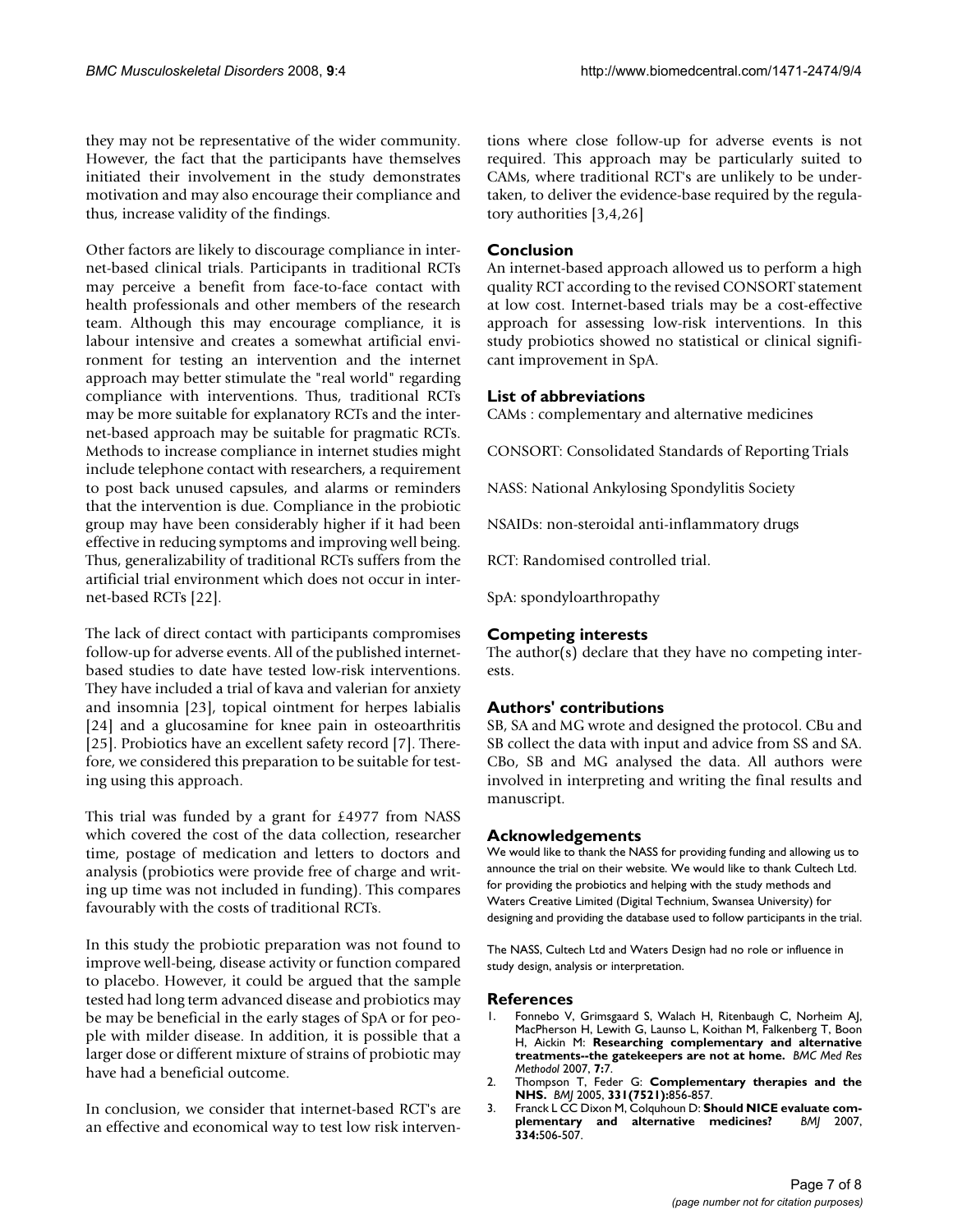they may not be representative of the wider community. However, the fact that the participants have themselves initiated their involvement in the study demonstrates motivation and may also encourage their compliance and thus, increase validity of the findings.

Other factors are likely to discourage compliance in internet-based clinical trials. Participants in traditional RCTs may perceive a benefit from face-to-face contact with health professionals and other members of the research team. Although this may encourage compliance, it is labour intensive and creates a somewhat artificial environment for testing an intervention and the internet approach may better stimulate the "real world" regarding compliance with interventions. Thus, traditional RCTs may be more suitable for explanatory RCTs and the internet-based approach may be suitable for pragmatic RCTs. Methods to increase compliance in internet studies might include telephone contact with researchers, a requirement to post back unused capsules, and alarms or reminders that the intervention is due. Compliance in the probiotic group may have been considerably higher if it had been effective in reducing symptoms and improving well being. Thus, generalizability of traditional RCTs suffers from the artificial trial environment which does not occur in internet-based RCTs [22].

The lack of direct contact with participants compromises follow-up for adverse events. All of the published internet-based studies to date have tested low-risk interventions. They have included a trial of kava and valerian for anxiety and insomnia [23], topical ointment for herpes labialis [24] and a glucosamine for knee pain in osteoarthritis [25]. Probiotics have an excellent safety record [7]. Therefore, we considered this preparation to be suitable for testing using this approach.

This trial was funded by a grant for £4977 from NASS which covered the cost of the data collection, researcher time, postage of medication and letters to doctors and analysis (probiotics were provide free of charge and writing up time was not included in funding). This compares favourably with the costs of traditional RCTs.

In this study the probiotic preparation was not found to improve well-being, disease activity or function compared to placebo. However, it could be argued that the sample tested had long term advanced disease and probiotics may be may be beneficial in the early stages of SpA or for people with milder disease. In addition, it is possible that a larger dose or different mixture of strains of probiotic may have had a beneficial outcome.

In conclusion, we consider that internet-based RCT's are an effective and economical way to test low risk interventions where close follow-up for adverse events is not required. This approach may be particularly suited to CAMs, where traditional RCT's are unlikely to be undertaken, to deliver the evidence-base required by the regulatory authorities [3,4,26]

## Conclusion

An internet-based approach allowed us to perform a high quality RCT according to the revised CONSORT statement at low cost. Internet-based trials may be a cost-effective approach for assessing low-risk interventions. In this study probiotics showed no statistical or clinical significant improvement in SpA.

## List of abbreviations

CAMs : complementary and alternative medicines

CONSORT: Consolidated Standards of Reporting Trials

NASS: National Ankylosing Spondylitis Society

NSAIDs: non-steroidal anti-inflammatory drugs

RCT: Randomised controlled trial.

SpA: spondyloarthropathy

## Competing interests

The author(s) declare that they have no competing interests.

## Authors' contributions

SB, SA and MG wrote and designed the protocol. CBu and SB collect the data with input and advice from SS and SA. CBo, SB and MG analysed the data. All authors were involved in interpreting and writing the final results and manuscript.

## Acknowledgements

We would like to thank the NASS for providing funding and allowing us to announce the trial on their website. We would like to thank Cultech Ltd. for providing the probiotics and helping with the study methods and Waters Creative Limited (Digital Technium, Swansea University) for designing and providing the database used to follow participants in the trial.

The NASS, Cultech Ltd and Waters Design had no role or influence in study design, analysis or interpretation.

## References

1. Fonnebo V, Grimsgaard S, Walach H, Ritenbaugh C, Norheim AJ, MacPherson H, Lewith G, Launso L, Koithan M, Falkenberg T, Boon H, Aickin M: **Researching complementary and alternative treatments--the gatekeepers are not at home.** *BMC Med Res Methodol* 2007, **7**:7.
2. Thompson T, Feder G: **Complementary therapies and the NHS.** *BMJ* 2005, **331(7521)**:856-857.
3. Franck L CC Dixon M, Colquhoun D: **Should NICE evaluate complementary and alternative medicines?** *BMJ* 2007, **334**:506-507.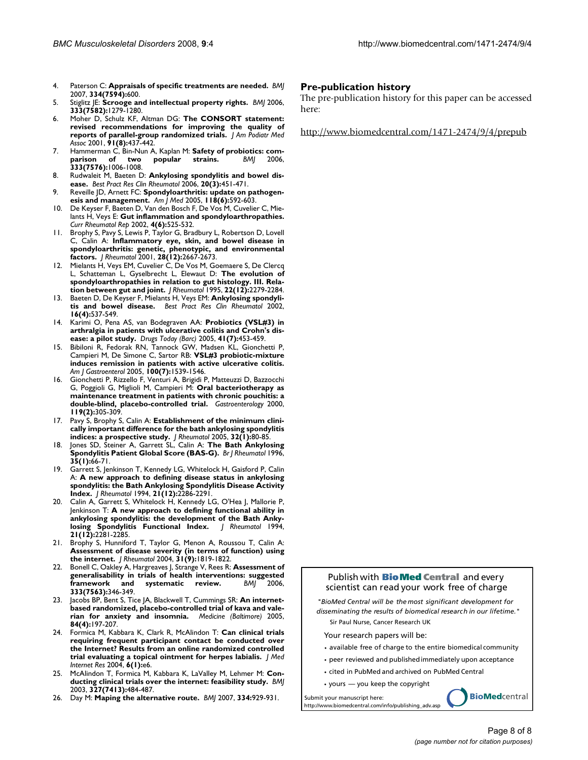4. Paterson C: **Appraisals of specific treatments are needed.** *BMJ* 2007, **334(7594):**600.
5. Stiglitz JE: **Scrooge and intellectual property rights.** *BMJ* 2006, **333(7582):**1279-1280.
6. Moher D, Schulz KF, Altman DG: **The CONSORT statement: revised recommendations for improving the quality of reports of parallel-group randomized trials.** *J Am Podiatr Med Assoc* 2001, **91(8):**437-442.
7. Hammerman C, Bin-Nun A, Kaplan M: **Safety of probiotics: comparison of two popular strains.** *BMJ* 2006, **333(7576):**1006-1008.
8. Rudwaleit M, Baeten D: **Ankylosing spondylitis and bowel disease.** *Best Pract Res Clin Rheumatol* 2006, **20(3):**451-471.
9. Reveille JD, Arnett FC: **Spondyloarthritis: update on pathogenesis and management.** *Am J Med* 2005, **118(6):**592-603.
10. De Keyser F, Baeten D, Van den Bosch F, De Vos M, Cuvelier C, Mielants H, Veys E: **Gut inflammation and spondyloarthropathies.** *Curr Rheumatol Rep* 2002, **4(6):**525-532.
11. Brophy S, Pavy S, Lewis P, Taylor G, Bradbury L, Robertson D, Lovell C, Calin A: **Inflammatory eye, skin, and bowel disease in spondyloarthritis: genetic, phenotypic, and environmental factors.** *J Rheumatol* 2001, **28(12):**2667-2673.
12. Mielants H, Veys EM, Cuvelier C, De Vos M, Goemaere S, De Clercq L, Schatteman L, Gyselbrecht L, Elewaut D: **The evolution of spondyloarthropathies in relation to gut histology. III. Relation between gut and joint.** *J Rheumatol* 1995, **22(12):**2279-2284.
13. Baeten D, De Keyser F, Mielants H, Veys EM: **Ankylosing spondylitis and bowel disease.** *Best Pract Res Clin Rheumatol* 2002, **16(4):**537-549.
14. Karimi O, Pena AS, van Bodegraven AA: **Probiotics (VSL#3) in arthralgia in patients with ulcerative colitis and Crohn's disease: a pilot study.** *Drugs Today (Barc)* 2005, **41(7):**453-459.
15. Bibiloni R, Fedorak RN, Tannock GW, Madsen KL, Gionchetti P, Campieri M, De Simone C, Sartor RB: **VSL#3 probiotic-mixture induces remission in patients with active ulcerative colitis.** *Am J Gastroenterol* 2005, **100(7):**1539-1546.
16. Gionchetti P, Rizzello F, Venturi A, Brigidi P, Matteuzzi D, Bazzocchi G, Poggioli G, Miglioli M, Campieri M: **Oral bacteriotherapy as maintenance treatment in patients with chronic pouchitis: a double-blind, placebo-controlled trial.** *Gastroenterology* 2000, **119(2):**305-309.
17. Pavy S, Brophy S, Calin A: **Establishment of the minimum clinically important difference for the bath ankylosing spondylitis indices: a prospective study.** *J Rheumatol* 2005, **32(1):**80-85.
18. Jones SD, Steiner A, Garrett SL, Calin A: **The Bath Ankylosing Spondylitis Patient Global Score (BAS-G).** *Br J Rheumatol* 1996, **35(1):**66-71.
19. Garrett S, Jenkinson T, Kennedy LG, Whitelock H, Gaisford P, Calin A: **A new approach to defining disease status in ankylosing spondylitis: the Bath Ankylosing Spondylitis Disease Activity Index.** *J Rheumatol* 1994, **21(12):**2286-2291.
20. Calin A, Garrett S, Whitelock H, Kennedy LG, O'Hea J, Mallorie P, Jenkinson T: **A new approach to defining functional ability in ankylosing spondylitis: the development of the Bath Ankylosing Spondylitis Functional Index.** *J Rheumatol* 1994, **21(12):**2281-2285.
21. Brophy S, Hunniford T, Taylor G, Menon A, Roussou T, Calin A: **Assessment of disease severity (in terms of function) using the internet.** *J Rheumatol* 2004, **31(9):**1819-1822.
22. Bonell C, Oakley A, Hargreaves J, Strange V, Rees R: **Assessment of generalisability in trials of health interventions: suggested framework and systematic review.** *BMJ* 2006, **333(7563):**346-349.
23. Jacobs BP, Bent S, Tice JA, Blackwell T, Cummings SR: **An internet-based randomized, placebo-controlled trial of kava and valerian for anxiety and insomnia.** *Medicine (Baltimore)* 2005, **84(4):**197-207.
24. Formica M, Kabbara K, Clark R, McAlindon T: **Can clinical trials requiring frequent participant contact be conducted over the Internet? Results from an online randomized controlled trial evaluating a topical ointment for herpes labialis.** *J Med Internet Res* 2004, **6(1):**e6.
25. McAlindon T, Formica M, Kabbara K, LaValley M, Lehmer M: **Conducting clinical trials over the internet: feasibility study.** *BMJ* 2003, **327(7413):**484-487.
26. Day M: **Maping the alternative route.** *BMJ* 2007, **334:**929-931.

## Pre-publication history

The pre-publication history for this paper can be accessed here:

http://www.biomedcentral.com/1471-2474/9/4/prepub

Publish with **BioMed Central** and every scientist can read your work free of charge

*"BioMed Central will be the most significant development for disseminating the results of biomedical research in our lifetime."*

Sir Paul Nurse, Cancer Research UK

Your research papers will be:

- available free of charge to the entire biomedical community
- peer reviewed and published immediately upon acceptance
- cited in PubMed and archived on PubMed Central
- yours — you keep the copyright

Submit your manuscript here:
http://www.biomedcentral.com/info/publishing_adv.asp

BioMedcentral